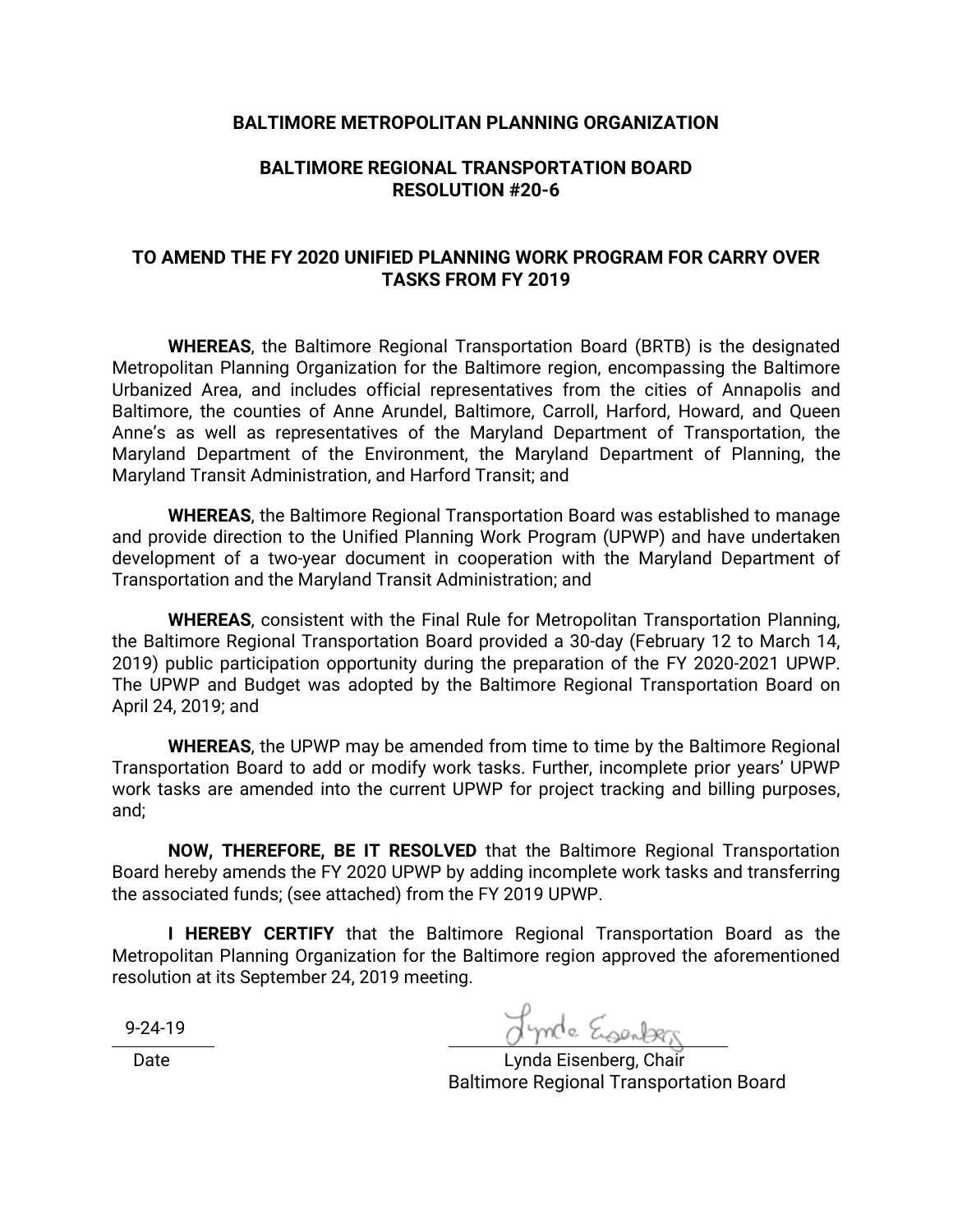**BALTIMORE METROPOLITAN PLANNING ORGANIZATION**

**BALTIMORE REGIONAL TRANSPORTATION BOARD**
**RESOLUTION #20-6**

**TO AMEND THE FY 2020 UNIFIED PLANNING WORK PROGRAM FOR CARRY OVER TASKS FROM FY 2019**

**WHEREAS**, the Baltimore Regional Transportation Board (BRTB) is the designated Metropolitan Planning Organization for the Baltimore region, encompassing the Baltimore Urbanized Area, and includes official representatives from the cities of Annapolis and Baltimore, the counties of Anne Arundel, Baltimore, Carroll, Harford, Howard, and Queen Anne's as well as representatives of the Maryland Department of Transportation, the Maryland Department of the Environment, the Maryland Department of Planning, the Maryland Transit Administration, and Harford Transit; and

**WHEREAS**, the Baltimore Regional Transportation Board was established to manage and provide direction to the Unified Planning Work Program (UPWP) and have undertaken development of a two-year document in cooperation with the Maryland Department of Transportation and the Maryland Transit Administration; and

**WHEREAS**, consistent with the Final Rule for Metropolitan Transportation Planning, the Baltimore Regional Transportation Board provided a 30-day (February 12 to March 14, 2019) public participation opportunity during the preparation of the FY 2020-2021 UPWP. The UPWP and Budget was adopted by the Baltimore Regional Transportation Board on April 24, 2019; and

**WHEREAS**, the UPWP may be amended from time to time by the Baltimore Regional Transportation Board to add or modify work tasks. Further, incomplete prior years' UPWP work tasks are amended into the current UPWP for project tracking and billing purposes, and;

**NOW, THEREFORE, BE IT RESOLVED** that the Baltimore Regional Transportation Board hereby amends the FY 2020 UPWP by adding incomplete work tasks and transferring the associated funds; (see attached) from the FY 2019 UPWP.

**I HEREBY CERTIFY** that the Baltimore Regional Transportation Board as the Metropolitan Planning Organization for the Baltimore region approved the aforementioned resolution at its September 24, 2019 meeting.

9-24-19
Date

Lynda Eisenberg, Chair
Baltimore Regional Transportation Board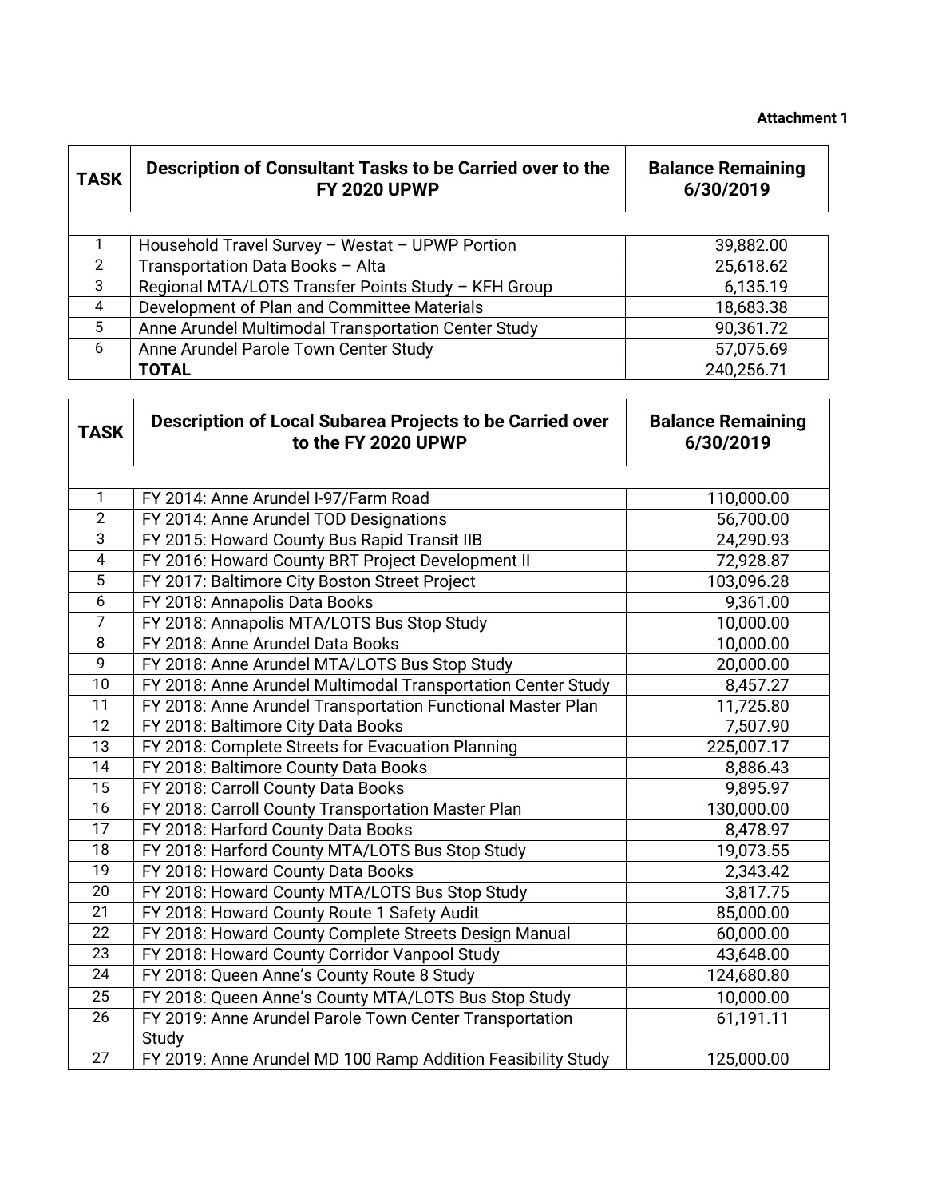**Attachment 1**

| TASK | Description of Consultant Tasks to be Carried over to the FY 2020 UPWP | Balance Remaining 6/30/2019 |
|---|---|---|
| | | |
| 1 | Household Travel Survey – Westat – UPWP Portion | 39,882.00 |
| 2 | Transportation Data Books – Alta | 25,618.62 |
| 3 | Regional MTA/LOTS Transfer Points Study – KFH Group | 6,135.19 |
| 4 | Development of Plan and Committee Materials | 18,683.38 |
| 5 | Anne Arundel Multimodal Transportation Center Study | 90,361.72 |
| 6 | Anne Arundel Parole Town Center Study | 57,075.69 |
| | **TOTAL** | 240,256.71 |

| TASK | Description of Local Subarea Projects to be Carried over to the FY 2020 UPWP | Balance Remaining 6/30/2019 |
|---|---|---|
| | | |
| 1 | FY 2014: Anne Arundel I-97/Farm Road | 110,000.00 |
| 2 | FY 2014: Anne Arundel TOD Designations | 56,700.00 |
| 3 | FY 2015: Howard County Bus Rapid Transit IIB | 24,290.93 |
| 4 | FY 2016: Howard County BRT Project Development II | 72,928.87 |
| 5 | FY 2017: Baltimore City Boston Street Project | 103,096.28 |
| 6 | FY 2018: Annapolis Data Books | 9,361.00 |
| 7 | FY 2018: Annapolis MTA/LOTS Bus Stop Study | 10,000.00 |
| 8 | FY 2018: Anne Arundel Data Books | 10,000.00 |
| 9 | FY 2018: Anne Arundel MTA/LOTS Bus Stop Study | 20,000.00 |
| 10 | FY 2018: Anne Arundel Multimodal Transportation Center Study | 8,457.27 |
| 11 | FY 2018: Anne Arundel Transportation Functional Master Plan | 11,725.80 |
| 12 | FY 2018: Baltimore City Data Books | 7,507.90 |
| 13 | FY 2018: Complete Streets for Evacuation Planning | 225,007.17 |
| 14 | FY 2018: Baltimore County Data Books | 8,886.43 |
| 15 | FY 2018: Carroll County Data Books | 9,895.97 |
| 16 | FY 2018: Carroll County Transportation Master Plan | 130,000.00 |
| 17 | FY 2018: Harford County Data Books | 8,478.97 |
| 18 | FY 2018: Harford County MTA/LOTS Bus Stop Study | 19,073.55 |
| 19 | FY 2018: Howard County Data Books | 2,343.42 |
| 20 | FY 2018: Howard County MTA/LOTS Bus Stop Study | 3,817.75 |
| 21 | FY 2018: Howard County Route 1 Safety Audit | 85,000.00 |
| 22 | FY 2018: Howard County Complete Streets Design Manual | 60,000.00 |
| 23 | FY 2018: Howard County Corridor Vanpool Study | 43,648.00 |
| 24 | FY 2018: Queen Anne's County Route 8 Study | 124,680.80 |
| 25 | FY 2018: Queen Anne's County MTA/LOTS Bus Stop Study | 10,000.00 |
| 26 | FY 2019: Anne Arundel Parole Town Center Transportation Study | 61,191.11 |
| 27 | FY 2019: Anne Arundel MD 100 Ramp Addition Feasibility Study | 125,000.00 |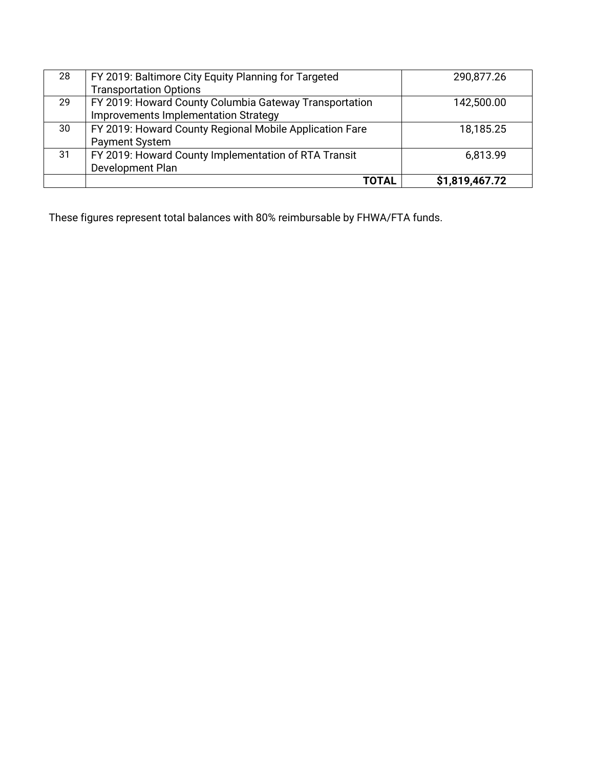| | | |
|---|---|---|
| 28 | FY 2019: Baltimore City Equity Planning for Targeted Transportation Options | 290,877.26 |
| 29 | FY 2019: Howard County Columbia Gateway Transportation Improvements Implementation Strategy | 142,500.00 |
| 30 | FY 2019: Howard County Regional Mobile Application Fare Payment System | 18,185.25 |
| 31 | FY 2019: Howard County Implementation of RTA Transit Development Plan | 6,813.99 |
| | **TOTAL** | **$1,819,467.72** |

These figures represent total balances with 80% reimbursable by FHWA/FTA funds.